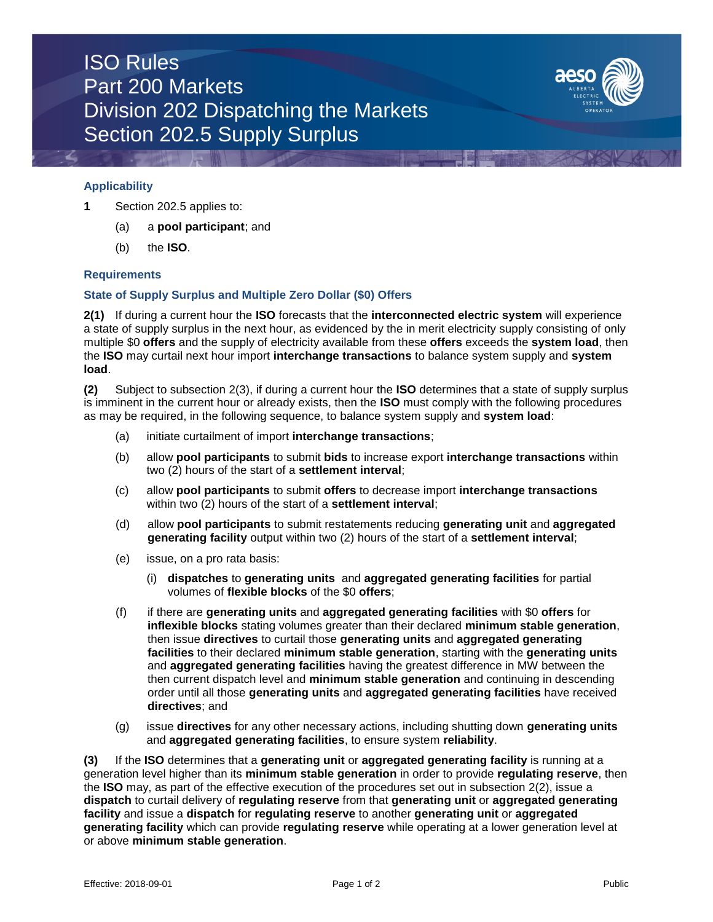# ISO Rules
# Part 200 Markets
# Division 202 Dispatching the Markets
# Section 202.5 Supply Surplus

### Applicability

**1** Section 202.5 applies to:

(a) a **pool participant**; and

(b) the **ISO**.

### Requirements

### State of Supply Surplus and Multiple Zero Dollar ($0) Offers

**2(1)** If during a current hour the **ISO** forecasts that the **interconnected electric system** will experience a state of supply surplus in the next hour, as evidenced by the in merit electricity supply consisting of only multiple $0 **offers** and the supply of electricity available from these **offers** exceeds the **system load**, then the **ISO** may curtail next hour import **interchange transactions** to balance system supply and **system load**.

**(2)** Subject to subsection 2(3), if during a current hour the **ISO** determines that a state of supply surplus is imminent in the current hour or already exists, then the **ISO** must comply with the following procedures as may be required, in the following sequence, to balance system supply and **system load**:

(a) initiate curtailment of import **interchange transactions**;

(b) allow **pool participants** to submit **bids** to increase export **interchange transactions** within two (2) hours of the start of a **settlement interval**;

(c) allow **pool participants** to submit **offers** to decrease import **interchange transactions** within two (2) hours of the start of a **settlement interval**;

(d) allow **pool participants** to submit restatements reducing **generating unit** and **aggregated generating facility** output within two (2) hours of the start of a **settlement interval**;

(e) issue, on a pro rata basis:

   (i) **dispatches** to **generating units** and **aggregated generating facilities** for partial volumes of **flexible blocks** of the $0 **offers**;

(f) if there are **generating units** and **aggregated generating facilities** with $0 **offers** for **inflexible blocks** stating volumes greater than their declared **minimum stable generation**, then issue **directives** to curtail those **generating units** and **aggregated generating facilities** to their declared **minimum stable generation**, starting with the **generating units** and **aggregated generating facilities** having the greatest difference in MW between the then current dispatch level and **minimum stable generation** and continuing in descending order until all those **generating units** and **aggregated generating facilities** have received **directives**; and

(g) issue **directives** for any other necessary actions, including shutting down **generating units** and **aggregated generating facilities**, to ensure system **reliability**.

**(3)** If the **ISO** determines that a **generating unit** or **aggregated generating facility** is running at a generation level higher than its **minimum stable generation** in order to provide **regulating reserve**, then the **ISO** may, as part of the effective execution of the procedures set out in subsection 2(2), issue a **dispatch** to curtail delivery of **regulating reserve** from that **generating unit** or **aggregated generating facility** and issue a **dispatch** for **regulating reserve** to another **generating unit** or **aggregated generating facility** which can provide **regulating reserve** while operating at a lower generation level at or above **minimum stable generation**.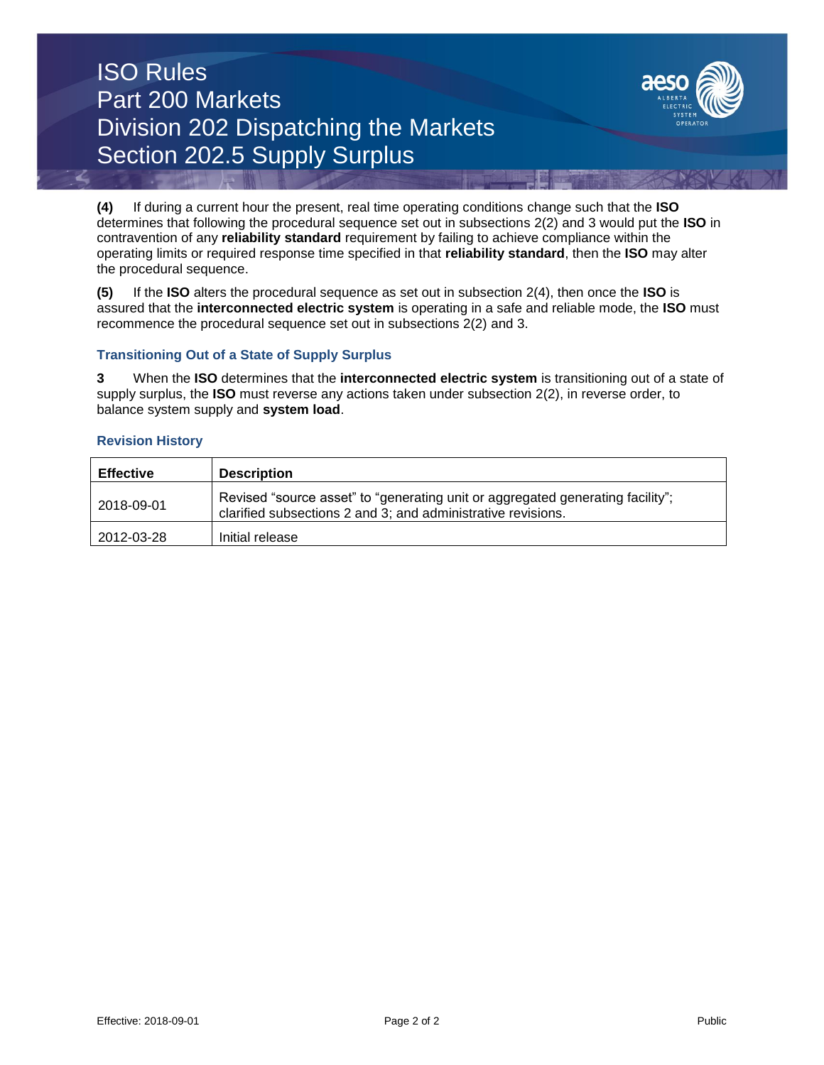**(4)** If during a current hour the present, real time operating conditions change such that the **ISO** determines that following the procedural sequence set out in subsections 2(2) and 3 would put the **ISO** in contravention of any **reliability standard** requirement by failing to achieve compliance within the operating limits or required response time specified in that **reliability standard**, then the **ISO** may alter the procedural sequence.

**(5)** If the **ISO** alters the procedural sequence as set out in subsection 2(4), then once the **ISO** is assured that the **interconnected electric system** is operating in a safe and reliable mode, the **ISO** must recommence the procedural sequence set out in subsections 2(2) and 3.

### Transitioning Out of a State of Supply Surplus

**3** When the **ISO** determines that the **interconnected electric system** is transitioning out of a state of supply surplus, the **ISO** must reverse any actions taken under subsection 2(2), in reverse order, to balance system supply and **system load**.

### Revision History

| Effective | Description |
|---|---|
| 2018-09-01 | Revised "source asset" to "generating unit or aggregated generating facility"; clarified subsections 2 and 3; and administrative revisions. |
| 2012-03-28 | Initial release |